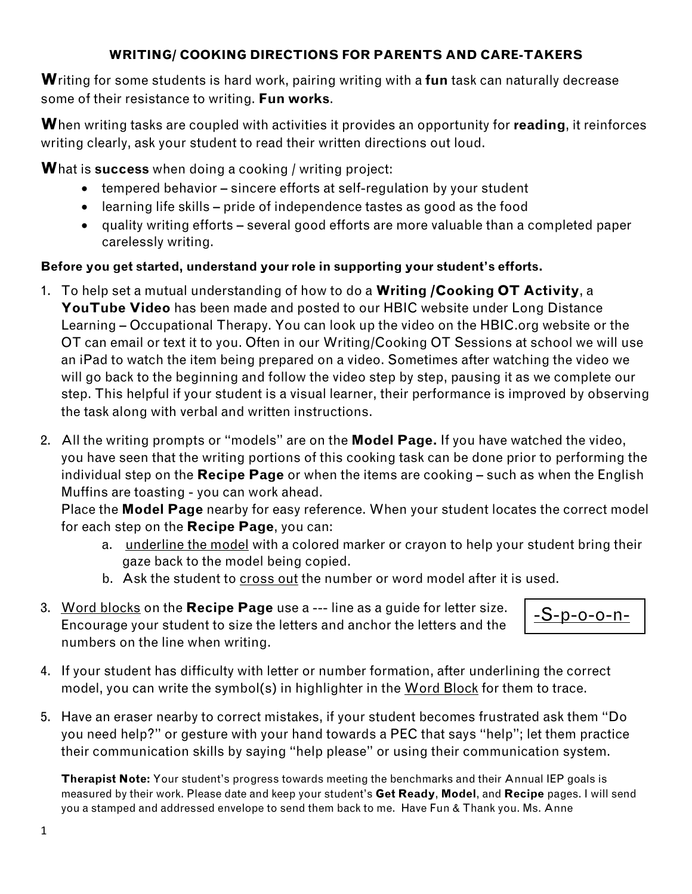# WRITING/ COOKING DIRECTIONS FOR PARENTS AND CARE-TAKERS

**W**riting for some students is hard work, pairing writing with a **fun** task can naturally decrease some of their resistance to writing. **Fun works**.

**W**hen writing tasks are coupled with activities it provides an opportunity for **reading**, it reinforces writing clearly, ask your student to read their written directions out loud.

**W**hat is **success** when doing a cooking / writing project:

- tempered behavior – sincere efforts at self-regulation by your student
- learning life skills – pride of independence tastes as good as the food
- quality writing efforts – several good efforts are more valuable than a completed paper carelessly writing.

**Before you get started, understand your role in supporting your student's efforts.**

1. To help set a mutual understanding of how to do a **Writing /Cooking OT Activity**, a **YouTube Video** has been made and posted to our HBIC website under Long Distance Learning – Occupational Therapy. You can look up the video on the HBIC.org website or the OT can email or text it to you. Often in our Writing/Cooking OT Sessions at school we will use an iPad to watch the item being prepared on a video. Sometimes after watching the video we will go back to the beginning and follow the video step by step, pausing it as we complete our step. This helpful if your student is a visual learner, their performance is improved by observing the task along with verbal and written instructions.

2. All the writing prompts or "models" are on the **Model Page.** If you have watched the video, you have seen that the writing portions of this cooking task can be done prior to performing the individual step on the **Recipe Page** or when the items are cooking – such as when the English Muffins are toasting - you can work ahead.
   Place the **Model Page** nearby for easy reference. When your student locates the correct model for each step on the **Recipe Page**, you can:
   a. underline the model with a colored marker or crayon to help your student bring their gaze back to the model being copied.
   b. Ask the student to cross out the number or word model after it is used.

3. Word blocks on the **Recipe Page** use a --- line as a guide for letter size. Encourage your student to size the letters and anchor the letters and the numbers on the line when writing.

   | -S-p-o-o-n- |
   |---|

4. If your student has difficulty with letter or number formation, after underlining the correct model, you can write the symbol(s) in highlighter in the Word Block for them to trace.

5. Have an eraser nearby to correct mistakes, if your student becomes frustrated ask them "Do you need help?" or gesture with your hand towards a PEC that says "help"; let them practice their communication skills by saying "help please" or using their communication system.

**Therapist Note:** Your student's progress towards meeting the benchmarks and their Annual IEP goals is measured by their work. Please date and keep your student's **Get Ready**, **Model**, and **Recipe** pages. I will send you a stamped and addressed envelope to send them back to me. Have Fun & Thank you. Ms. Anne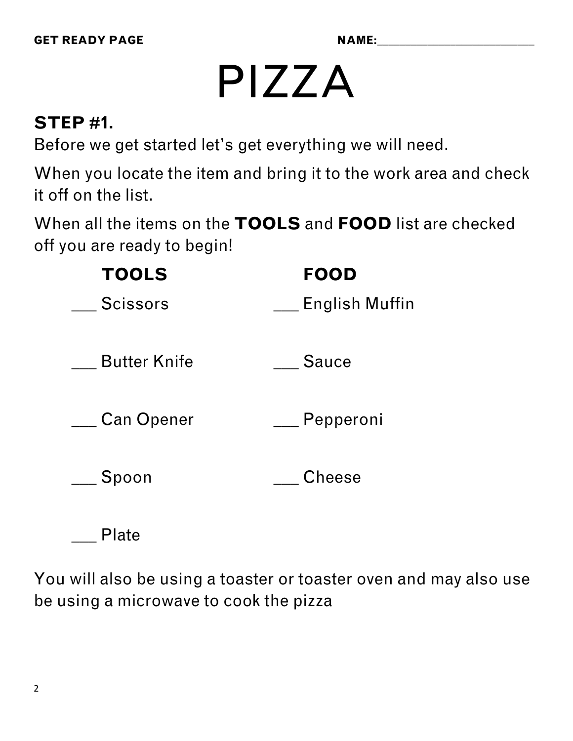**GET READY PAGE** **NAME:**\_\_\_\_\_\_\_\_\_\_\_\_\_\_\_\_\_\_\_\_\_\_\_

# PIZZA

### STEP #1.

Before we get started let's get everything we will need.

When you locate the item and bring it to the work area and check it off on the list.

When all the items on the **TOOLS** and **FOOD** list are checked off you are ready to begin!

| **TOOLS** | **FOOD** |
|---|---|
| \_\_\_ Scissors | \_\_\_ English Muffin |
| \_\_\_ Butter Knife | \_\_\_ Sauce |
| \_\_\_ Can Opener | \_\_\_ Pepperoni |
| \_\_\_ Spoon | \_\_\_ Cheese |
| \_\_\_ Plate | |

You will also be using a toaster or toaster oven and may also use be using a microwave to cook the pizza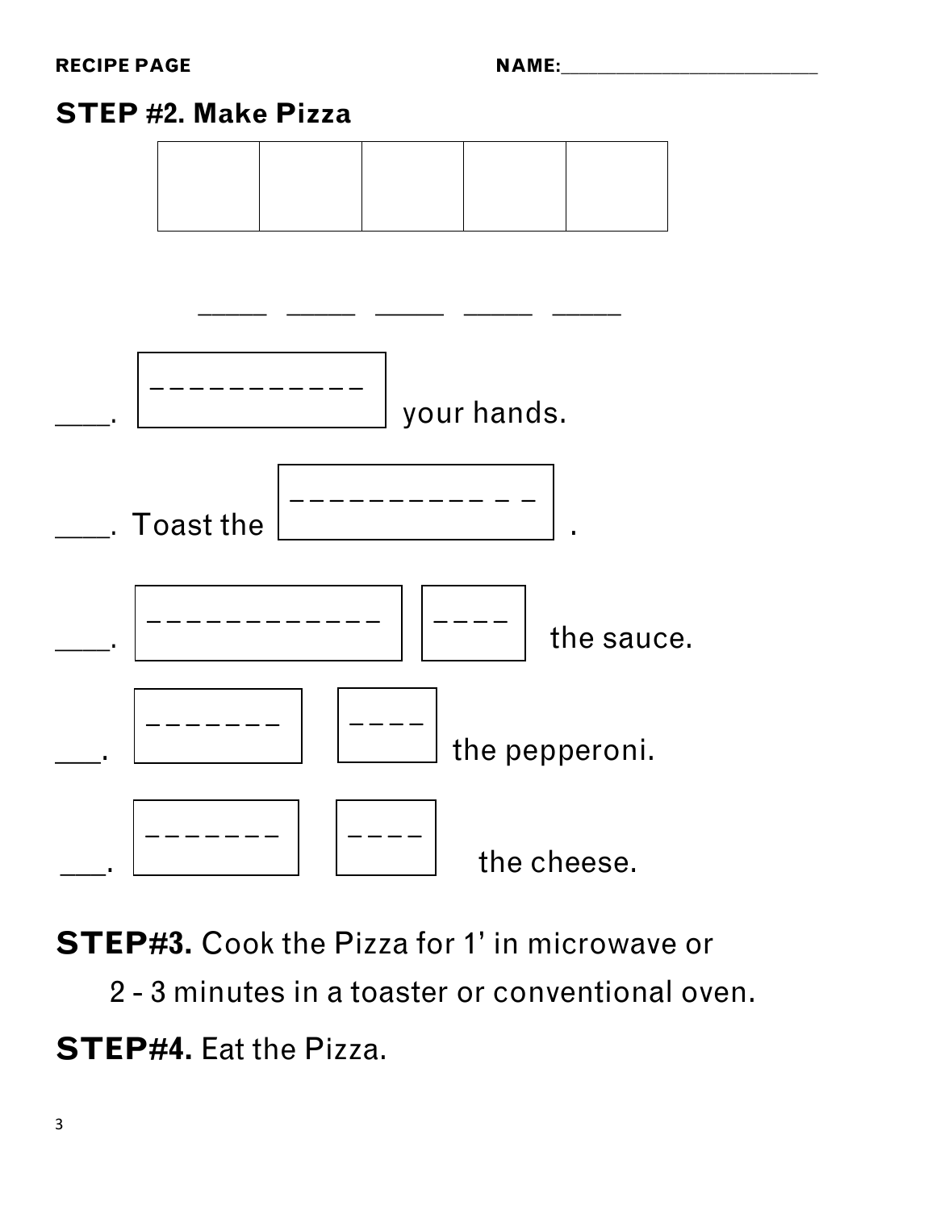**RECIPE PAGE** **NAME:**\_\_\_\_\_\_\_\_\_\_\_\_\_\_\_\_\_\_\_\_\_\_\_\_

## STEP #2. Make Pizza

| | | | | |
|---|---|---|---|---|
| | | | | |

\_\_\_\_\_ \_\_\_\_\_ \_\_\_\_\_ \_\_\_\_\_ \_\_\_\_\_

\_\_\_. [ _ _ _ _ _ _ _ _ _ _ _ ] your hands.

\_\_\_. Toast the [ _ _ _ _ _ _ _ _ _ _ _ _ _ ] .

\_\_\_. [ _ _ _ _ _ _ _ _ _ _ _ _ ] [ _ _ _ _ ] the sauce.

\_\_\_. [ _ _ _ _ _ _ _ ] [ _ _ _ _ ] the pepperoni.

\_\_\_. [ _ _ _ _ _ _ _ ] [ _ _ _ _ ] the cheese.

**STEP#3.** Cook the Pizza for 1' in microwave or 2 - 3 minutes in a toaster or conventional oven.

**STEP#4.** Eat the Pizza.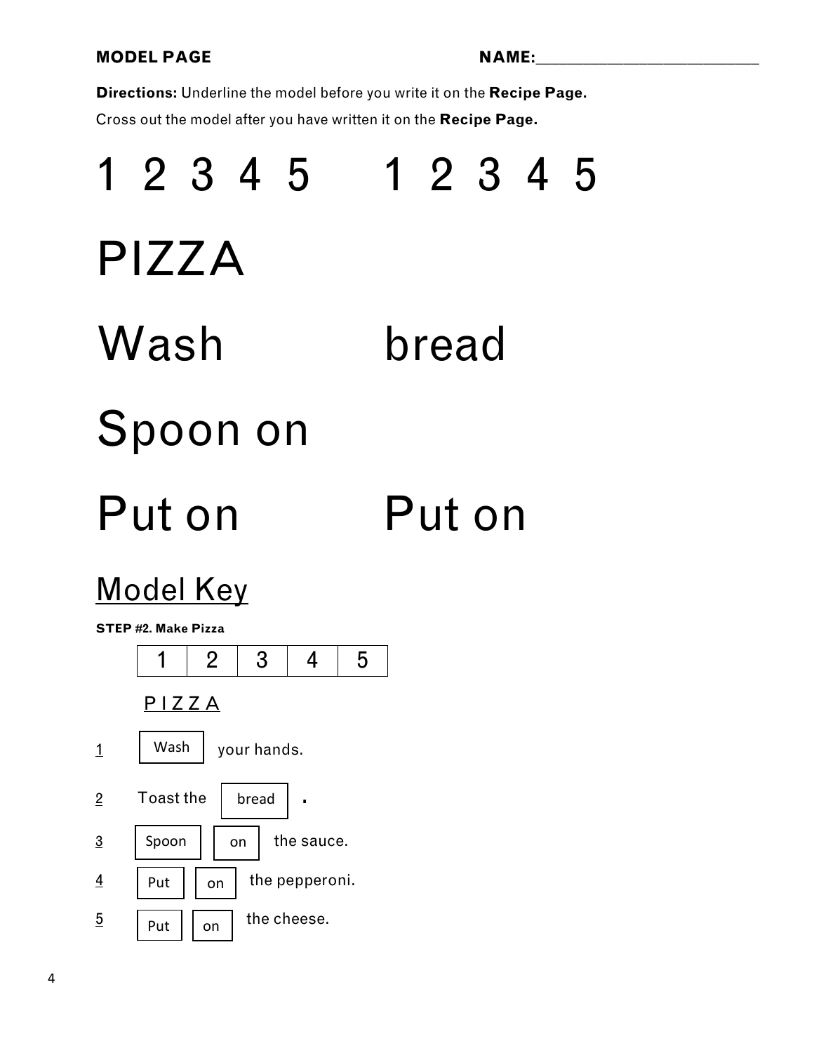**MODEL PAGE** **NAME:**_________________________

**Directions:** Underline the model before you write it on the **Recipe Page.**

Cross out the model after you have written it on the **Recipe Page.**

1 2 3 4 5    1 2 3 4 5

PIZZA

Wash    bread

Spoon on

Put on    Put on

## Model Key

**STEP #2. Make Pizza**

| | | | | |
|---|---|---|---|---|
| 1 | 2 | 3 | 4 | 5 |

P I Z Z A

1 Wash your hands.

2 Toast the bread .

3 Spoon on the sauce.

4 Put on the pepperoni.

5 Put on the cheese.